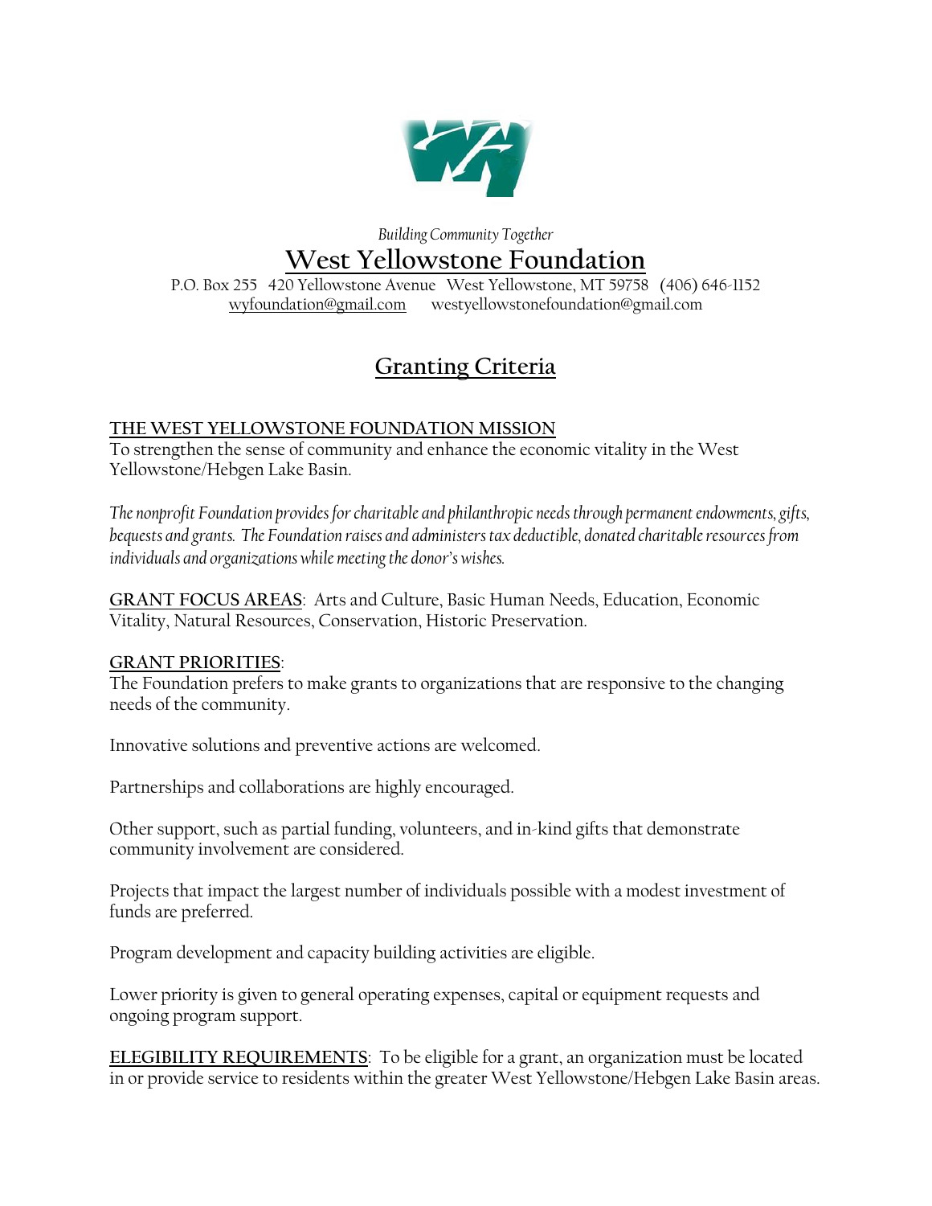*Building Community Together*

# West Yellowstone Foundation

P.O. Box 255 420 Yellowstone Avenue West Yellowstone, MT 59758 (406) 646-1152
wyfoundation@gmail.com westyellowstonefoundation@gmail.com

## Granting Criteria

**THE WEST YELLOWSTONE FOUNDATION MISSION**
To strengthen the sense of community and enhance the economic vitality in the West Yellowstone/Hebgen Lake Basin.

*The nonprofit Foundation provides for charitable and philanthropic needs through permanent endowments, gifts, bequests and grants. The Foundation raises and administers tax deductible, donated charitable resources from individuals and organizations while meeting the donor's wishes.*

**GRANT FOCUS AREAS**: Arts and Culture, Basic Human Needs, Education, Economic Vitality, Natural Resources, Conservation, Historic Preservation.

**GRANT PRIORITIES**:
The Foundation prefers to make grants to organizations that are responsive to the changing needs of the community.

Innovative solutions and preventive actions are welcomed.

Partnerships and collaborations are highly encouraged.

Other support, such as partial funding, volunteers, and in-kind gifts that demonstrate community involvement are considered.

Projects that impact the largest number of individuals possible with a modest investment of funds are preferred.

Program development and capacity building activities are eligible.

Lower priority is given to general operating expenses, capital or equipment requests and ongoing program support.

**ELEGIBILITY REQUIREMENTS**: To be eligible for a grant, an organization must be located in or provide service to residents within the greater West Yellowstone/Hebgen Lake Basin areas.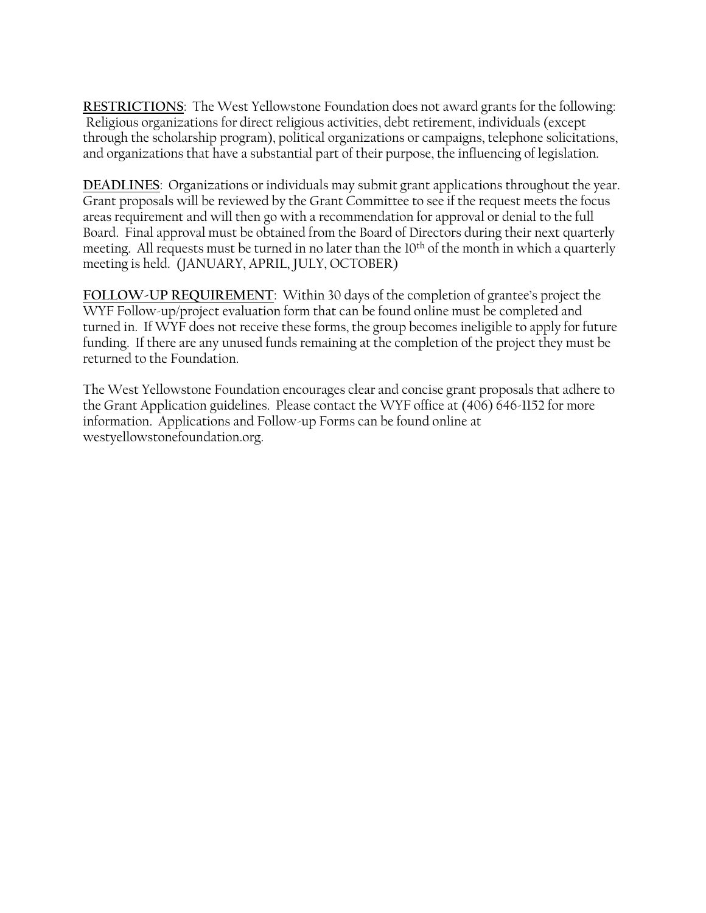**RESTRICTIONS**: The West Yellowstone Foundation does not award grants for the following: Religious organizations for direct religious activities, debt retirement, individuals (except through the scholarship program), political organizations or campaigns, telephone solicitations, and organizations that have a substantial part of their purpose, the influencing of legislation.

**DEADLINES**: Organizations or individuals may submit grant applications throughout the year. Grant proposals will be reviewed by the Grant Committee to see if the request meets the focus areas requirement and will then go with a recommendation for approval or denial to the full Board. Final approval must be obtained from the Board of Directors during their next quarterly meeting. All requests must be turned in no later than the 10th of the month in which a quarterly meeting is held. (JANUARY, APRIL, JULY, OCTOBER)

**FOLLOW-UP REQUIREMENT**: Within 30 days of the completion of grantee's project the WYF Follow-up/project evaluation form that can be found online must be completed and turned in. If WYF does not receive these forms, the group becomes ineligible to apply for future funding. If there are any unused funds remaining at the completion of the project they must be returned to the Foundation.

The West Yellowstone Foundation encourages clear and concise grant proposals that adhere to the Grant Application guidelines. Please contact the WYF office at (406) 646-1152 for more information. Applications and Follow-up Forms can be found online at westyellowstonefoundation.org.